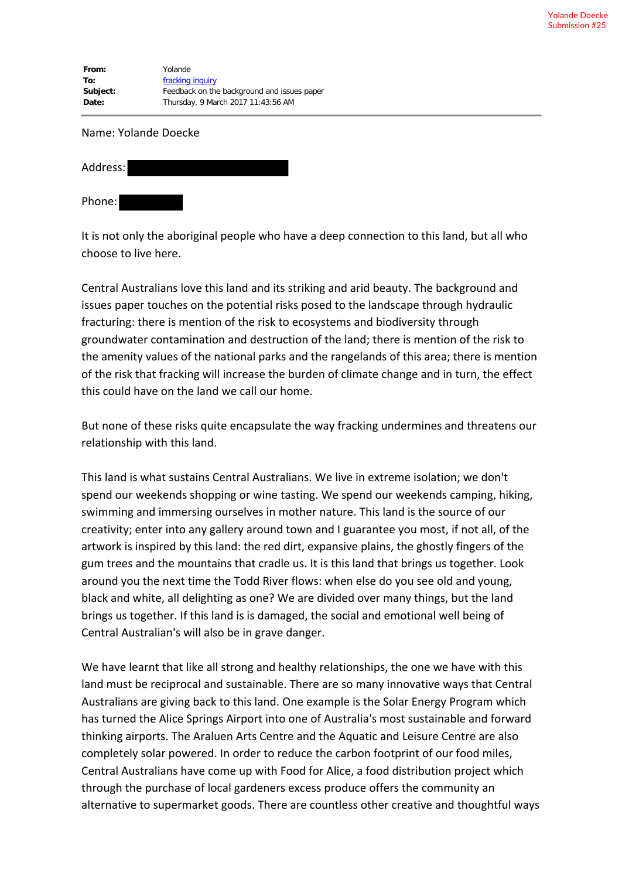| | |
|---|---|
| **From:** | Yolande |
| **To:** | fracking inquiry |
| **Subject:** | Feedback on the background and issues paper |
| **Date:** | Thursday, 9 March 2017 11:43:56 AM |

Name: Yolande Doecke

Address:

Phone:

It is not only the aboriginal people who have a deep connection to this land, but all who choose to live here.

Central Australians love this land and its striking and arid beauty. The background and issues paper touches on the potential risks posed to the landscape through hydraulic fracturing: there is mention of the risk to ecosystems and biodiversity through groundwater contamination and destruction of the land; there is mention of the risk to the amenity values of the national parks and the rangelands of this area; there is mention of the risk that fracking will increase the burden of climate change and in turn, the effect this could have on the land we call our home.

But none of these risks quite encapsulate the way fracking undermines and threatens our relationship with this land.

This land is what sustains Central Australians. We live in extreme isolation; we don't spend our weekends shopping or wine tasting. We spend our weekends camping, hiking, swimming and immersing ourselves in mother nature. This land is the source of our creativity; enter into any gallery around town and I guarantee you most, if not all, of the artwork is inspired by this land: the red dirt, expansive plains, the ghostly fingers of the gum trees and the mountains that cradle us. It is this land that brings us together. Look around you the next time the Todd River flows: when else do you see old and young, black and white, all delighting as one? We are divided over many things, but the land brings us together. If this land is is damaged, the social and emotional well being of Central Australian's will also be in grave danger.

We have learnt that like all strong and healthy relationships, the one we have with this land must be reciprocal and sustainable. There are so many innovative ways that Central Australians are giving back to this land. One example is the Solar Energy Program which has turned the Alice Springs Airport into one of Australia's most sustainable and forward thinking airports. The Araluen Arts Centre and the Aquatic and Leisure Centre are also completely solar powered. In order to reduce the carbon footprint of our food miles, Central Australians have come up with Food for Alice, a food distribution project which through the purchase of local gardeners excess produce offers the community an alternative to supermarket goods. There are countless other creative and thoughtful ways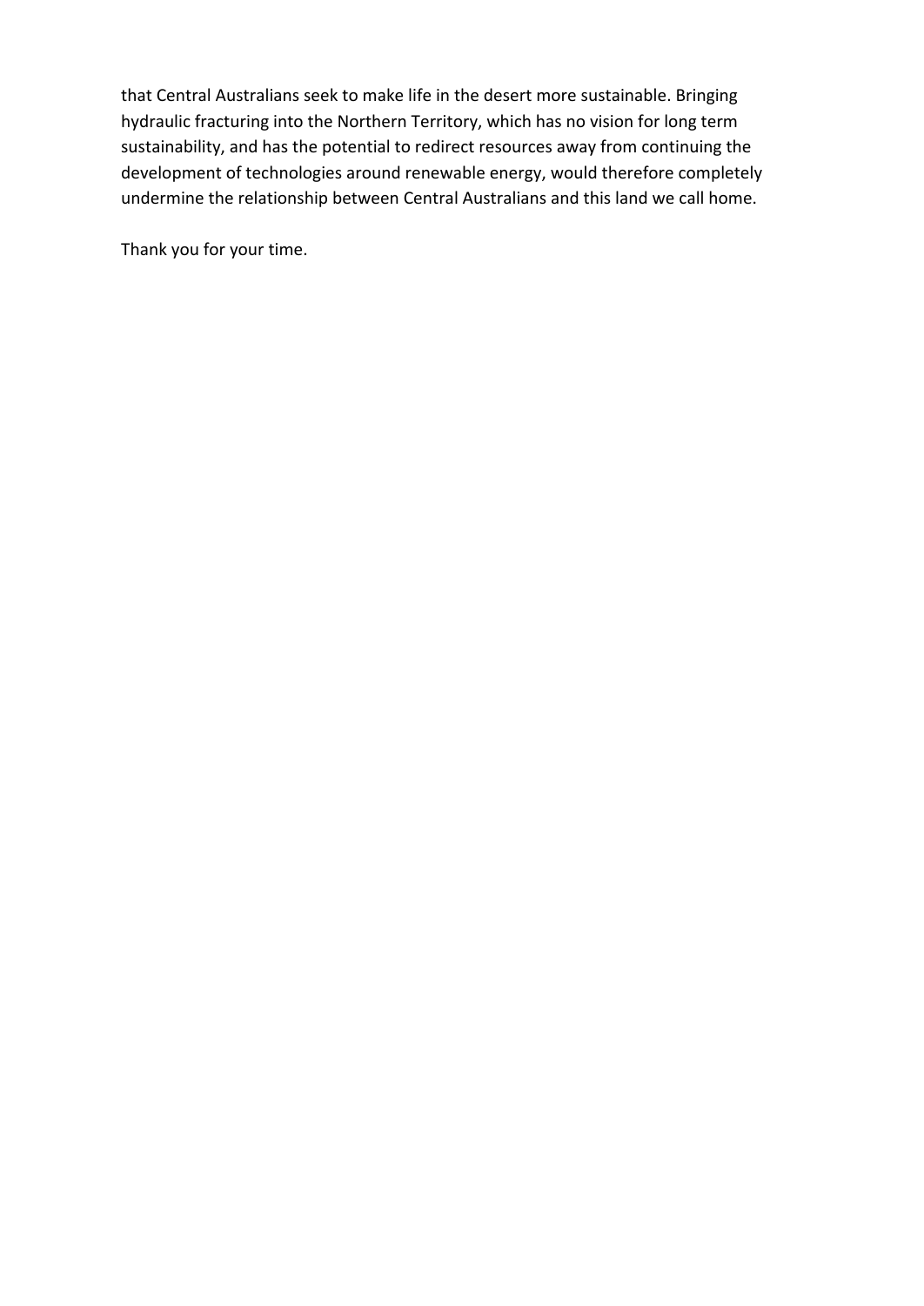that Central Australians seek to make life in the desert more sustainable. Bringing hydraulic fracturing into the Northern Territory, which has no vision for long term sustainability, and has the potential to redirect resources away from continuing the development of technologies around renewable energy, would therefore completely undermine the relationship between Central Australians and this land we call home.

Thank you for your time.